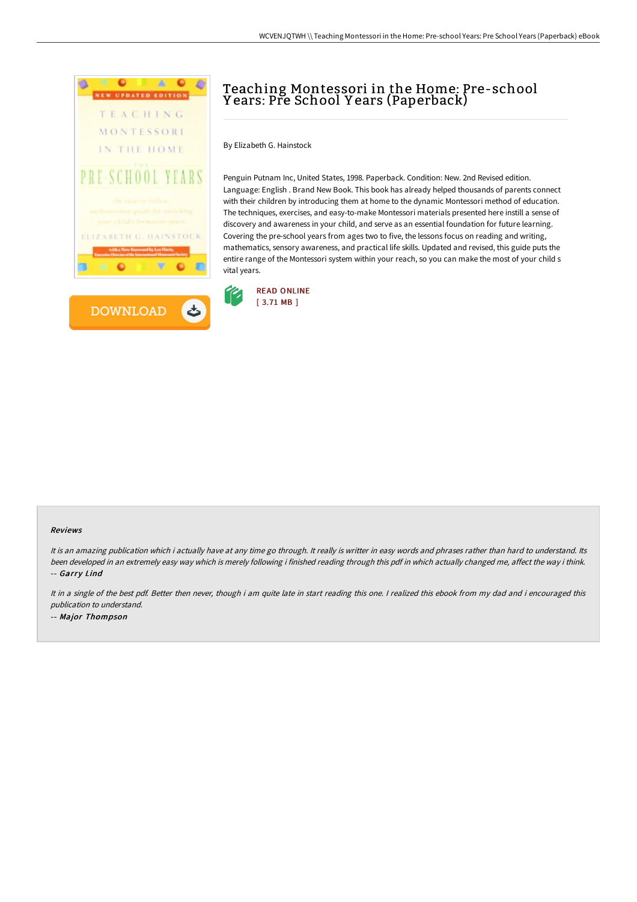# Teaching Montessori in the Home: Pre-school Years: Pre School Years (Paperback)

By Elizabeth G. Hainstock

Penguin Putnam Inc, United States, 1998. Paperback. Condition: New. 2nd Revised edition. Language: English . Brand New Book. This book has already helped thousands of parents connect with their children by introducing them at home to the dynamic Montessori method of education. The techniques, exercises, and easy-to-make Montessori materials presented here instill a sense of discovery and awareness in your child, and serve as an essential foundation for future learning. Covering the pre-school years from ages two to five, the lessons focus on reading and writing, mathematics, sensory awareness, and practical life skills. Updated and revised, this guide puts the entire range of the Montessori system within your reach, so you can make the most of your child s vital years.

READ ONLINE
[ 3.71 MB ]

### Reviews

*It is an amazing publication which i actually have at any time go through. It really is writter in easy words and phrases rather than hard to understand. Its been developed in an extremely easy way which is merely following i finished reading through this pdf in which actually changed me, affect the way i think.*
-- *Garry Lind*

*It in a single of the best pdf. Better then never, though i am quite late in start reading this one. I realized this ebook from my dad and i encouraged this publication to understand.*
-- *Major Thompson*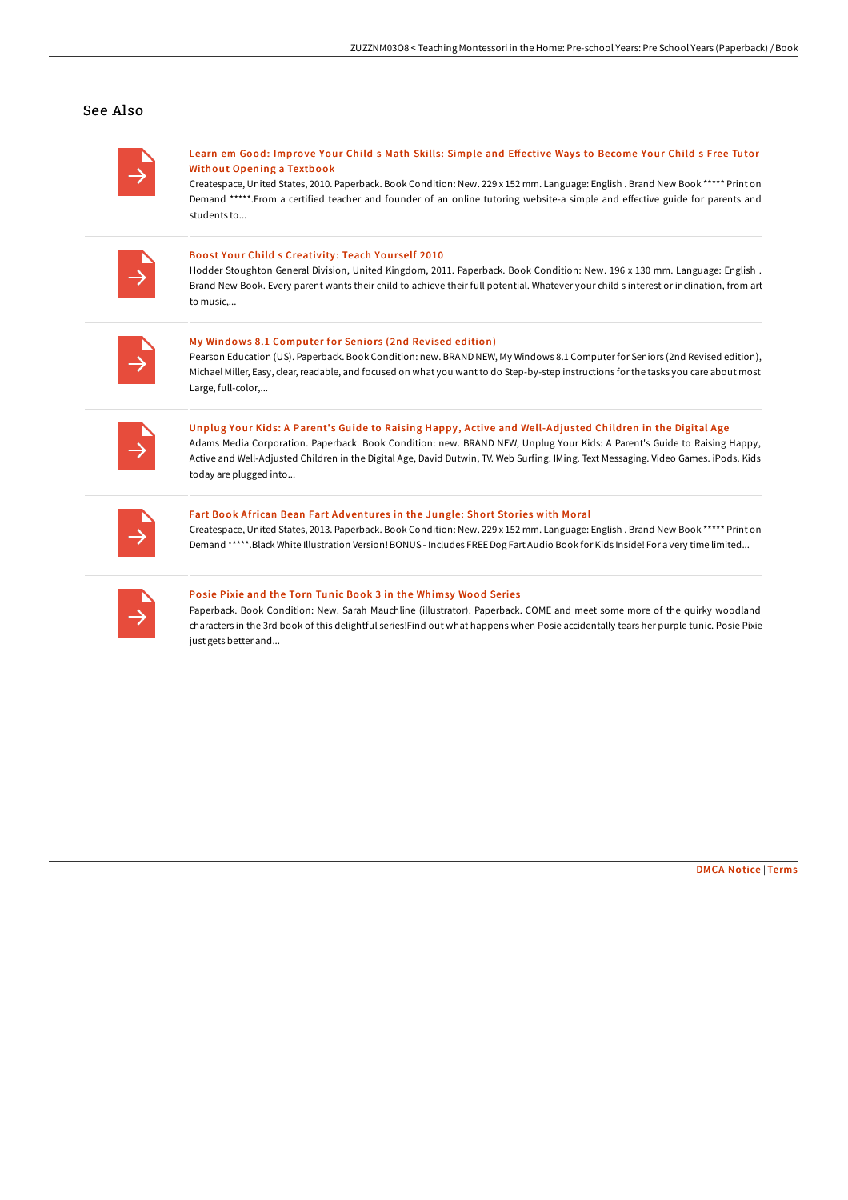## See Also

### Learn em Good: Improve Your Child s Math Skills: Simple and Effective Ways to Become Your Child s Free Tutor Without Opening a Textbook

Createspace, United States, 2010. Paperback. Book Condition: New. 229 x 152 mm. Language: English . Brand New Book ***** Print on Demand *****.From a certified teacher and founder of an online tutoring website-a simple and effective guide for parents and students to...

### Boost Your Child s Creativity: Teach Yourself 2010

Hodder Stoughton General Division, United Kingdom, 2011. Paperback. Book Condition: New. 196 x 130 mm. Language: English . Brand New Book. Every parent wants their child to achieve their full potential. Whatever your child s interest or inclination, from art to music,...

### My Windows 8.1 Computer for Seniors (2nd Revised edition)

Pearson Education (US). Paperback. Book Condition: new. BRAND NEW, My Windows 8.1 Computer for Seniors (2nd Revised edition), Michael Miller, Easy, clear, readable, and focused on what you want to do Step-by-step instructions for the tasks you care about most Large, full-color,...

### Unplug Your Kids: A Parent's Guide to Raising Happy, Active and Well-Adjusted Children in the Digital Age

Adams Media Corporation. Paperback. Book Condition: new. BRAND NEW, Unplug Your Kids: A Parent's Guide to Raising Happy, Active and Well-Adjusted Children in the Digital Age, David Dutwin, TV. Web Surfing. IMing. Text Messaging. Video Games. iPods. Kids today are plugged into...

### Fart Book African Bean Fart Adventures in the Jungle: Short Stories with Moral

Createspace, United States, 2013. Paperback. Book Condition: New. 229 x 152 mm. Language: English . Brand New Book ***** Print on Demand *****.Black White Illustration Version! BONUS - Includes FREE Dog Fart Audio Book for Kids Inside! For a very time limited...

### Posie Pixie and the Torn Tunic Book 3 in the Whimsy Wood Series

Paperback. Book Condition: New. Sarah Mauchline (illustrator). Paperback. COME and meet some more of the quirky woodland characters in the 3rd book of this delightful series!Find out what happens when Posie accidentally tears her purple tunic. Posie Pixie just gets better and...